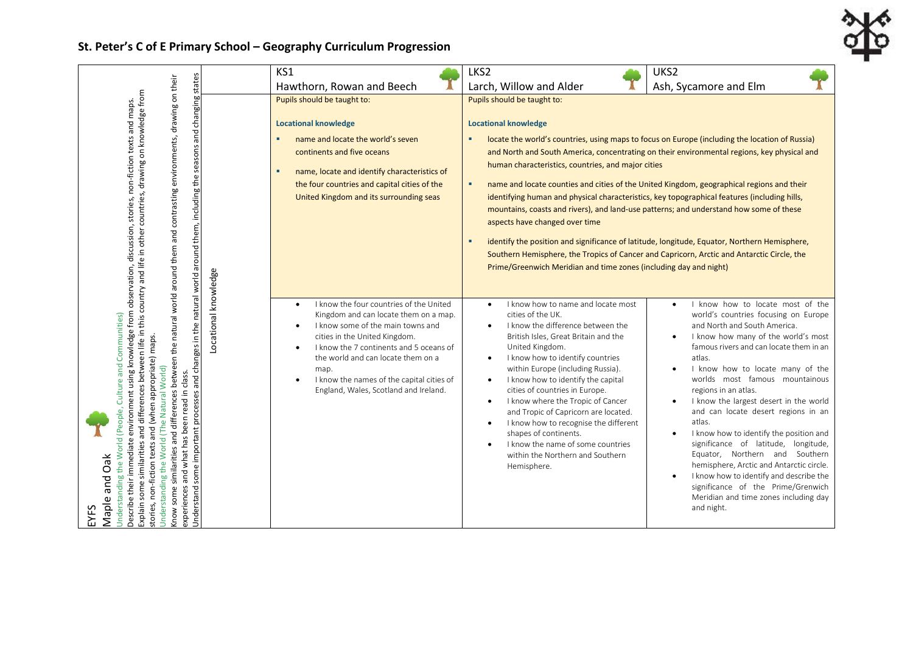## St. Peter's C of E Primary School – Geography Curriculum Progression

| EYFS Maple and Oak | | KS1 Hawthorn, Rowan and Beech | LKS2 Larch, Willow and Alder | UKS2 Ash, Sycamore and Elm |
|---|---|---|---|---|
| Understanding the World (People, Culture and Communities) Describe their immediate environment using knowledge from observation, discussion, stories, non-fiction texts and maps. Explain some similarities and differences between life in this country and life in other countries, drawing on knowledge from stories, non-fiction texts and (when appropriate) maps. Understanding the World (The Natural World) Know some similarities and differences between the natural world around them and contrasting environments, drawing on their experiences and what has been read in class. Understand some important processes and changes in the natural world around them, including the seasons and changing states | Locational knowledge | Pupils should be taught to:<br><br>**Locational knowledge**<br><br>▪ name and locate the world's seven continents and five oceans<br>▪ name, locate and identify characteristics of the four countries and capital cities of the United Kingdom and its surrounding seas | Pupils should be taught to:<br><br>**Locational knowledge**<br><br>▪ locate the world's countries, using maps to focus on Europe (including the location of Russia) and North and South America, concentrating on their environmental regions, key physical and human characteristics, countries, and major cities<br>▪ name and locate counties and cities of the United Kingdom, geographical regions and their identifying human and physical characteristics, key topographical features (including hills, mountains, coasts and rivers), and land-use patterns; and understand how some of these aspects have changed over time<br>▪ identify the position and significance of latitude, longitude, Equator, Northern Hemisphere, Southern Hemisphere, the Tropics of Cancer and Capricorn, Arctic and Antarctic Circle, the Prime/Greenwich Meridian and time zones (including day and night) | |
| | | • I know the four countries of the United Kingdom and can locate them on a map.<br>• I know some of the main towns and cities in the United Kingdom.<br>• I know the 7 continents and 5 oceans of the world and can locate them on a map.<br>• I know the names of the capital cities of England, Wales, Scotland and Ireland. | • I know how to name and locate most cities of the UK.<br>• I know the difference between the British Isles, Great Britain and the United Kingdom.<br>• I know how to identify countries within Europe (including Russia).<br>• I know how to identify the capital cities of countries in Europe.<br>• I know where the Tropic of Cancer and Tropic of Capricorn are located.<br>• I know how to recognise the different shapes of continents.<br>• I know the name of some countries within the Northern and Southern Hemisphere. | • I know how to locate most of the world's countries focusing on Europe and North and South America.<br>• I know how many of the world's most famous rivers and can locate them in an atlas.<br>• I know how to locate many of the worlds most famous mountainous regions in an atlas.<br>• I know the largest desert in the world and can locate desert regions in an atlas.<br>• I know how to identify the position and significance of latitude, longitude, Equator, Northern and Southern hemisphere, Arctic and Antarctic circle.<br>• I know how to identify and describe the significance of the Prime/Grenwich Meridian and time zones including day and night. |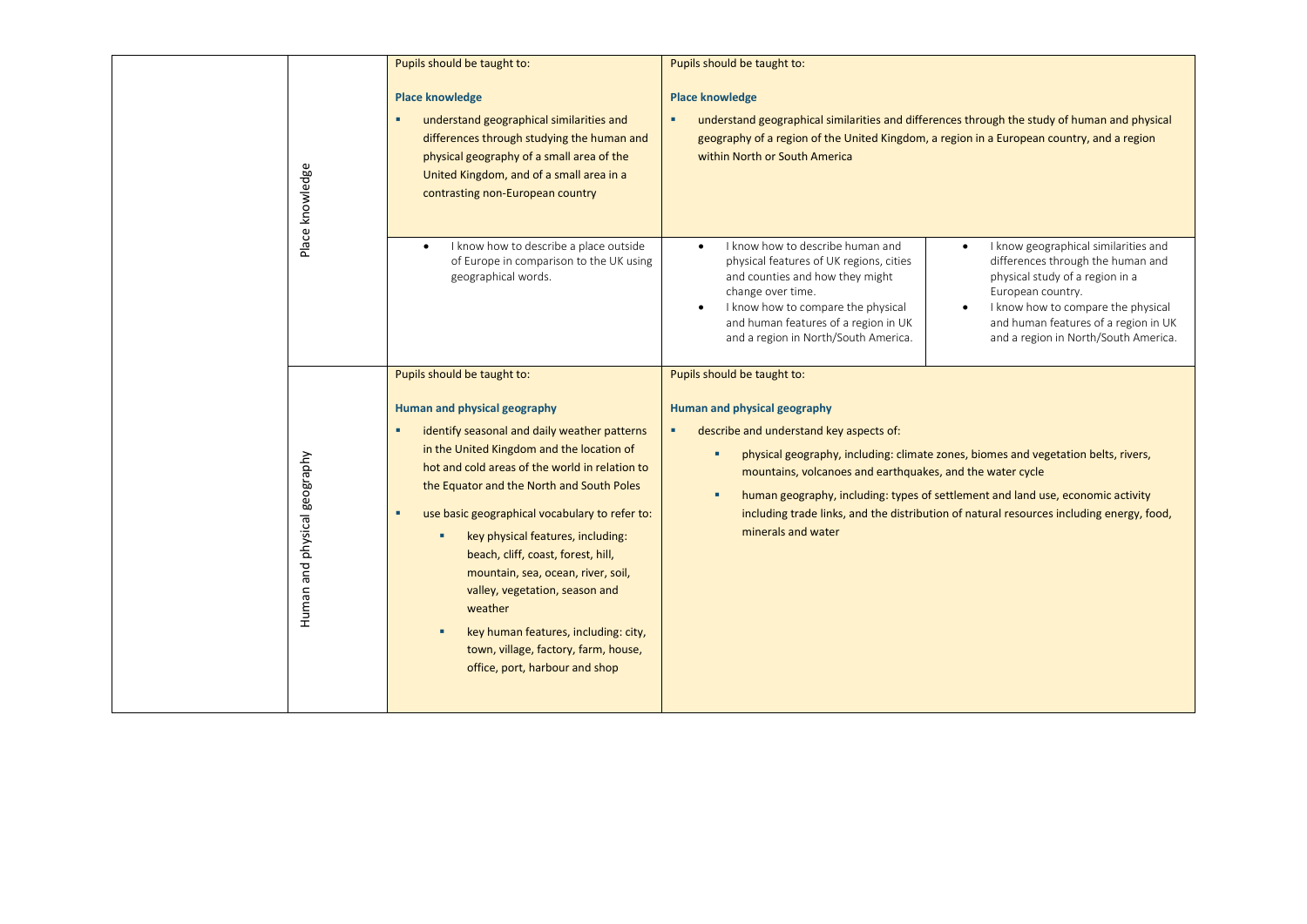| | | | | |
|---|---|---|---|---|
| | Place knowledge | Pupils should be taught to:<br><br>**Place knowledge**<br>- understand geographical similarities and differences through studying the human and physical geography of a small area of the United Kingdom, and of a small area in a contrasting non-European country | Pupils should be taught to:<br><br>**Place knowledge**<br>- understand geographical similarities and differences through the study of human and physical geography of a region of the United Kingdom, a region in a European country, and a region within North or South America | |
| | | - I know how to describe a place outside of Europe in comparison to the UK using geographical words. | - I know how to describe human and physical features of UK regions, cities and counties and how they might change over time.<br>- I know how to compare the physical and human features of a region in UK and a region in North/South America. | - I know geographical similarities and differences through the human and physical study of a region in a European country.<br>- I know how to compare the physical and human features of a region in UK and a region in North/South America. |
| | Human and physical geography | Pupils should be taught to:<br><br>**Human and physical geography**<br>- identify seasonal and daily weather patterns in the United Kingdom and the location of hot and cold areas of the world in relation to the Equator and the North and South Poles<br>- use basic geographical vocabulary to refer to:<br>  - key physical features, including: beach, cliff, coast, forest, hill, mountain, sea, ocean, river, soil, valley, vegetation, season and weather<br>  - key human features, including: city, town, village, factory, farm, house, office, port, harbour and shop | Pupils should be taught to:<br><br>**Human and physical geography**<br>- describe and understand key aspects of:<br>  - physical geography, including: climate zones, biomes and vegetation belts, rivers, mountains, volcanoes and earthquakes, and the water cycle<br>  - human geography, including: types of settlement and land use, economic activity including trade links, and the distribution of natural resources including energy, food, minerals and water | |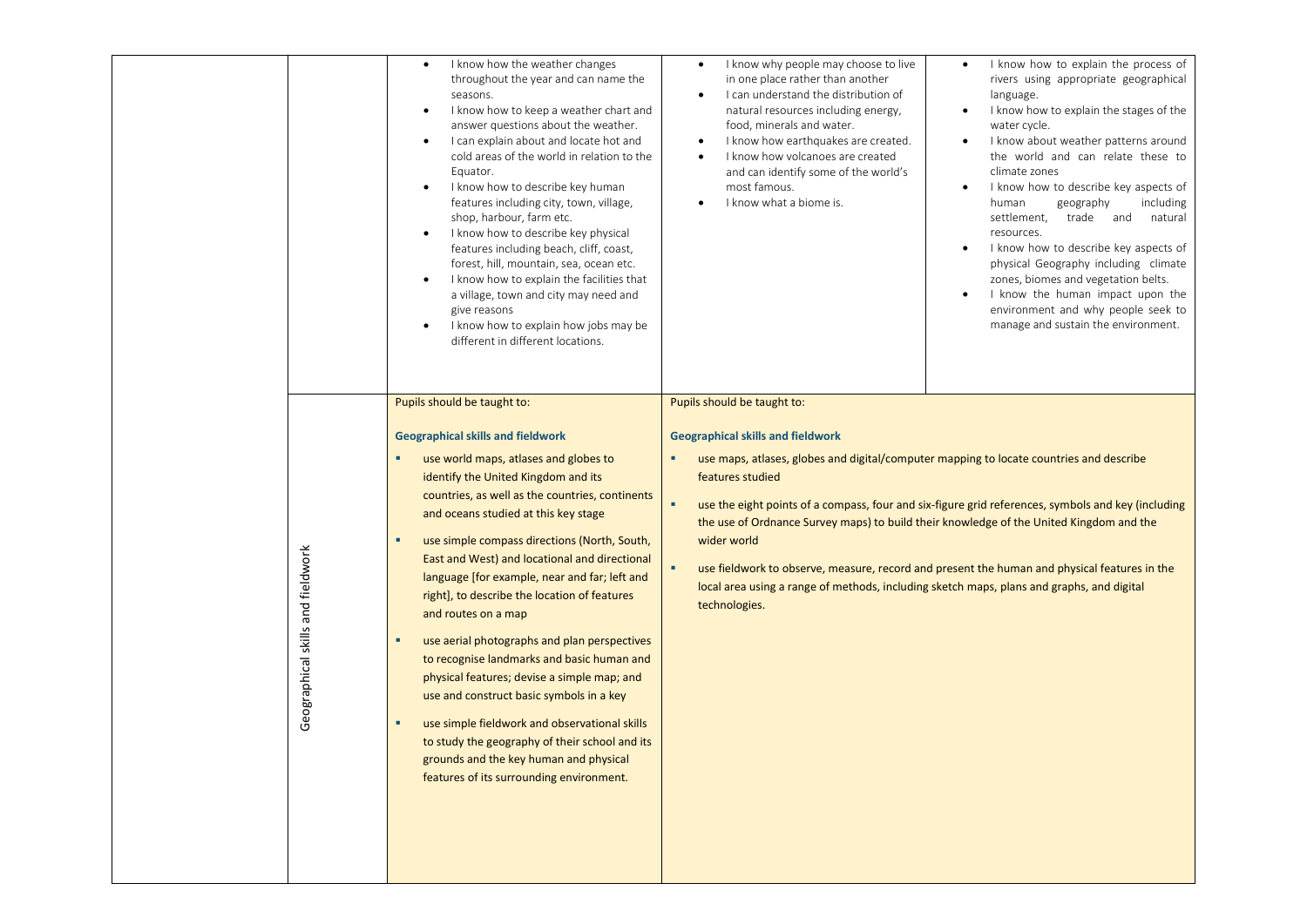| | | | | |
|---|---|---|---|---|
| | | • I know how the weather changes throughout the year and can name the seasons.<br>• I know how to keep a weather chart and answer questions about the weather.<br>• I can explain about and locate hot and cold areas of the world in relation to the Equator.<br>• I know how to describe key human features including city, town, village, shop, harbour, farm etc.<br>• I know how to describe key physical features including beach, cliff, coast, forest, hill, mountain, sea, ocean etc.<br>• I know how to explain the facilities that a village, town and city may need and give reasons<br>• I know how to explain how jobs may be different in different locations. | • I know why people may choose to live in one place rather than another<br>• I can understand the distribution of natural resources including energy, food, minerals and water.<br>• I know how earthquakes are created.<br>• I know how volcanoes are created and can identify some of the world's most famous.<br>• I know what a biome is. | • I know how to explain the process of rivers using appropriate geographical language.<br>• I know how to explain the stages of the water cycle.<br>• I know about weather patterns around the world and can relate these to climate zones<br>• I know how to describe key aspects of human geography including settlement, trade and natural resources.<br>• I know how to describe key aspects of physical Geography including climate zones, biomes and vegetation belts.<br>• I know the human impact upon the environment and why people seek to manage and sustain the environment. |
| | Geographical skills and fieldwork | Pupils should be taught to:<br><br>**Geographical skills and fieldwork**<br>▪ use world maps, atlases and globes to identify the United Kingdom and its countries, as well as the countries, continents and oceans studied at this key stage<br>▪ use simple compass directions (North, South, East and West) and locational and directional language [for example, near and far; left and right], to describe the location of features and routes on a map<br>▪ use aerial photographs and plan perspectives to recognise landmarks and basic human and physical features; devise a simple map; and use and construct basic symbols in a key<br>▪ use simple fieldwork and observational skills to study the geography of their school and its grounds and the key human and physical features of its surrounding environment. | Pupils should be taught to:<br><br>**Geographical skills and fieldwork**<br>▪ use maps, atlases, globes and digital/computer mapping to locate countries and describe features studied<br>▪ use the eight points of a compass, four and six-figure grid references, symbols and key (including the use of Ordnance Survey maps) to build their knowledge of the United Kingdom and the wider world<br>▪ use fieldwork to observe, measure, record and present the human and physical features in the local area using a range of methods, including sketch maps, plans and graphs, and digital technologies. | |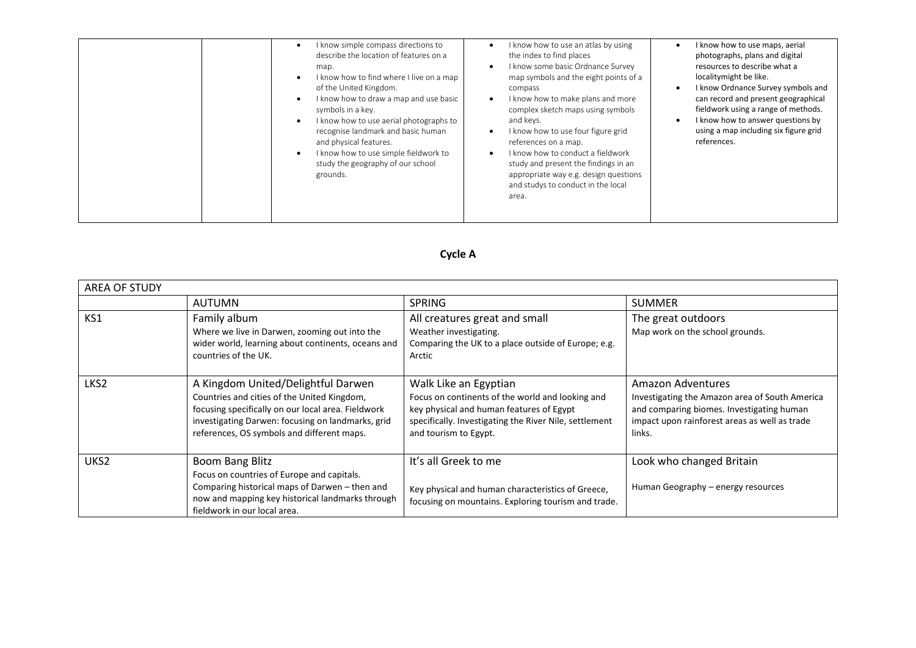| | | | | |
|---|---|---|---|---|
| | | • I know simple compass directions to describe the location of features on a map.<br>• I know how to find where I live on a map of the United Kingdom.<br>• I know how to draw a map and use basic symbols in a key.<br>• I know how to use aerial photographs to recognise landmark and basic human and physical features.<br>• I know how to use simple fieldwork to study the geography of our school grounds. | • I know how to use an atlas by using the index to find places<br>• I know some basic Ordnance Survey map symbols and the eight points of a compass<br>• I know how to make plans and more complex sketch maps using symbols and keys.<br>• I know how to use four figure grid references on a map.<br>• I know how to conduct a fieldwork study and present the findings in an appropriate way e.g. design questions and studys to conduct in the local area. | • I know how to use maps, aerial photographs, plans and digital resources to describe what a localitymight be like.<br>• I know Ordnance Survey symbols and can record and present geographical fieldwork using a range of methods.<br>• I know how to answer questions by using a map including six figure grid references. |

## Cycle A

| AREA OF STUDY | | | |
|---|---|---|---|
| | AUTUMN | SPRING | SUMMER |
| KS1 | Family album<br>Where we live in Darwen, zooming out into the wider world, learning about continents, oceans and countries of the UK. | All creatures great and small<br>Weather investigating.<br>Comparing the UK to a place outside of Europe; e.g. Arctic | The great outdoors<br>Map work on the school grounds. |
| LKS2 | A Kingdom United/Delightful Darwen<br>Countries and cities of the United Kingdom, focusing specifically on our local area. Fieldwork investigating Darwen: focusing on landmarks, grid references, OS symbols and different maps. | Walk Like an Egyptian<br>Focus on continents of the world and looking and key physical and human features of Egypt specifically. Investigating the River Nile, settlement and tourism to Egypt. | Amazon Adventures<br>Investigating the Amazon area of South America and comparing biomes. Investigating human impact upon rainforest areas as well as trade links. |
| UKS2 | Boom Bang Blitz<br>Focus on countries of Europe and capitals.<br>Comparing historical maps of Darwen – then and now and mapping key historical landmarks through fieldwork in our local area. | It's all Greek to me<br>Key physical and human characteristics of Greece, focusing on mountains. Exploring tourism and trade. | Look who changed Britain<br>Human Geography – energy resources |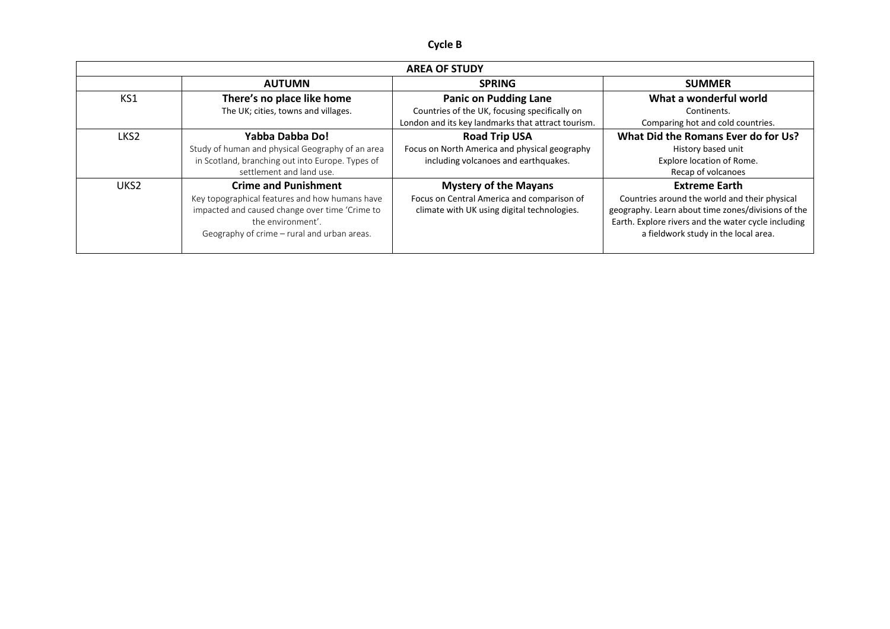**Cycle B**

| AREA OF STUDY | | | |
|---|---|---|---|
| | **AUTUMN** | **SPRING** | **SUMMER** |
| KS1 | **There's no place like home**<br>The UK; cities, towns and villages. | **Panic on Pudding Lane**<br>Countries of the UK, focusing specifically on London and its key landmarks that attract tourism. | **What a wonderful world**<br>Continents.<br>Comparing hot and cold countries. |
| LKS2 | **Yabba Dabba Do!**<br>Study of human and physical Geography of an area in Scotland, branching out into Europe. Types of settlement and land use. | **Road Trip USA**<br>Focus on North America and physical geography including volcanoes and earthquakes. | **What Did the Romans Ever do for Us?**<br>History based unit<br>Explore location of Rome.<br>Recap of volcanoes |
| UKS2 | **Crime and Punishment**<br>Key topographical features and how humans have impacted and caused change over time 'Crime to the environment'.<br>Geography of crime – rural and urban areas. | **Mystery of the Mayans**<br>Focus on Central America and comparison of climate with UK using digital technologies. | **Extreme Earth**<br>Countries around the world and their physical geography. Learn about time zones/divisions of the Earth. Explore rivers and the water cycle including a fieldwork study in the local area. |